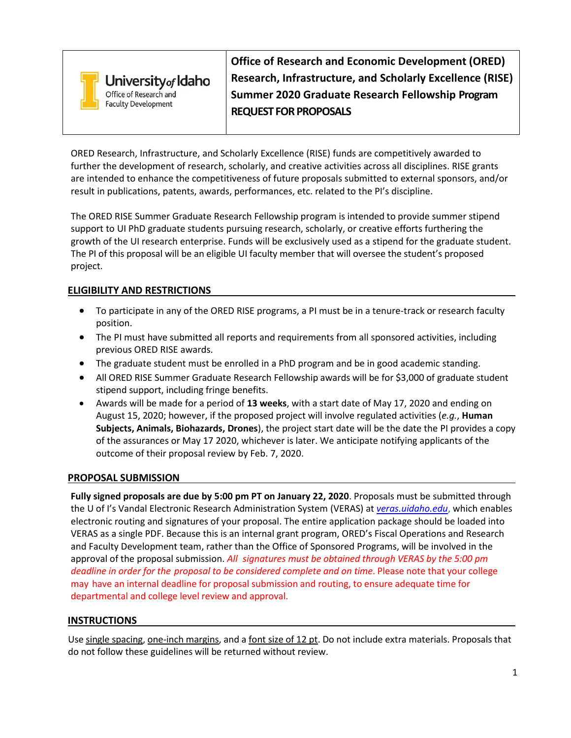University of Idaho
Office of Research and Faculty Development

# Office of Research and Economic Development (ORED) Research, Infrastructure, and Scholarly Excellence (RISE) Summer 2020 Graduate Research Fellowship Program REQUEST FOR PROPOSALS

ORED Research, Infrastructure, and Scholarly Excellence (RISE) funds are competitively awarded to further the development of research, scholarly, and creative activities across all disciplines. RISE grants are intended to enhance the competitiveness of future proposals submitted to external sponsors, and/or result in publications, patents, awards, performances, etc. related to the PI's discipline.

The ORED RISE Summer Graduate Research Fellowship program is intended to provide summer stipend support to UI PhD graduate students pursuing research, scholarly, or creative efforts furthering the growth of the UI research enterprise. Funds will be exclusively used as a stipend for the graduate student. The PI of this proposal will be an eligible UI faculty member that will oversee the student's proposed project.

## ELIGIBILITY AND RESTRICTIONS

- To participate in any of the ORED RISE programs, a PI must be in a tenure-track or research faculty position.
- The PI must have submitted all reports and requirements from all sponsored activities, including previous ORED RISE awards.
- The graduate student must be enrolled in a PhD program and be in good academic standing.
- All ORED RISE Summer Graduate Research Fellowship awards will be for $3,000 of graduate student stipend support, including fringe benefits.
- Awards will be made for a period of **13 weeks**, with a start date of May 17, 2020 and ending on August 15, 2020; however, if the proposed project will involve regulated activities (*e.g.*, **Human Subjects, Animals, Biohazards, Drones**), the project start date will be the date the PI provides a copy of the assurances or May 17 2020, whichever is later. We anticipate notifying applicants of the outcome of their proposal review by Feb. 7, 2020.

## PROPOSAL SUBMISSION

**Fully signed proposals are due by 5:00 pm PT on January 22, 2020**. Proposals must be submitted through the U of I's Vandal Electronic Research Administration System (VERAS) at *veras.uidaho.edu*, which enables electronic routing and signatures of your proposal. The entire application package should be loaded into VERAS as a single PDF. Because this is an internal grant program, ORED's Fiscal Operations and Research and Faculty Development team, rather than the Office of Sponsored Programs, will be involved in the approval of the proposal submission. *All signatures must be obtained through VERAS by the 5:00 pm deadline in order for the proposal to be considered complete and on time*. Please note that your college may have an internal deadline for proposal submission and routing, to ensure adequate time for departmental and college level review and approval.

## INSTRUCTIONS

Use single spacing, one-inch margins, and a font size of 12 pt. Do not include extra materials. Proposals that do not follow these guidelines will be returned without review.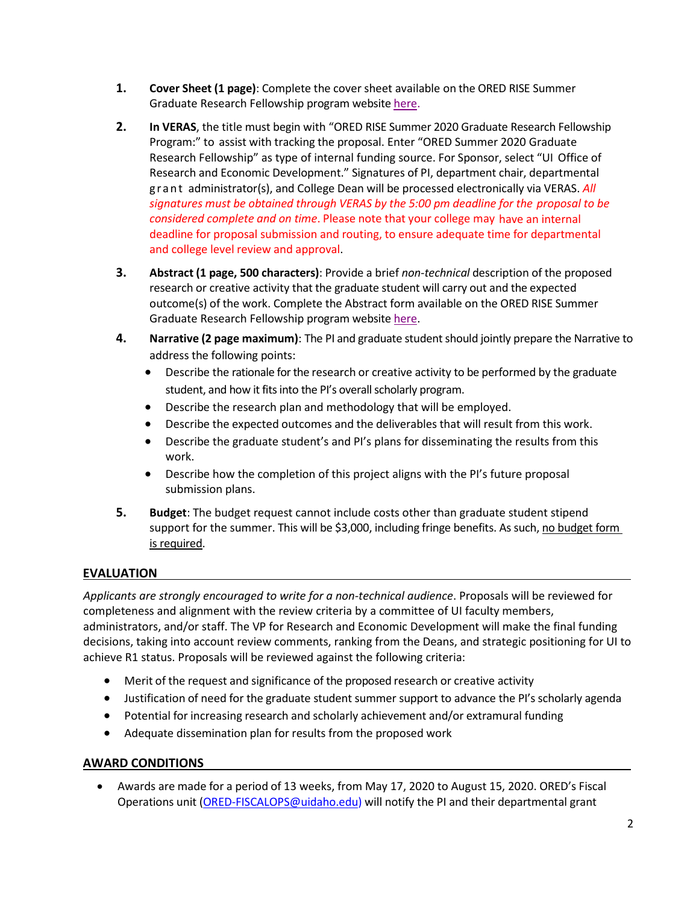1. **Cover Sheet (1 page)**: Complete the cover sheet available on the ORED RISE Summer Graduate Research Fellowship program website here.

2. **In VERAS**, the title must begin with "ORED RISE Summer 2020 Graduate Research Fellowship Program:" to assist with tracking the proposal. Enter "ORED Summer 2020 Graduate Research Fellowship" as type of internal funding source. For Sponsor, select "UI Office of Research and Economic Development." Signatures of PI, department chair, departmental grant administrator(s), and College Dean will be processed electronically via VERAS. *All signatures must be obtained through VERAS by the 5:00 pm deadline for the proposal to be considered complete and on time*. Please note that your college may have an internal deadline for proposal submission and routing, to ensure adequate time for departmental and college level review and approval.

3. **Abstract (1 page, 500 characters)**: Provide a brief *non-technical* description of the proposed research or creative activity that the graduate student will carry out and the expected outcome(s) of the work. Complete the Abstract form available on the ORED RISE Summer Graduate Research Fellowship program website here.

4. **Narrative (2 page maximum)**: The PI and graduate student should jointly prepare the Narrative to address the following points:
   - Describe the rationale for the research or creative activity to be performed by the graduate student, and how it fits into the PI's overall scholarly program.
   - Describe the research plan and methodology that will be employed.
   - Describe the expected outcomes and the deliverables that will result from this work.
   - Describe the graduate student's and PI's plans for disseminating the results from this work.
   - Describe how the completion of this project aligns with the PI's future proposal submission plans.

5. **Budget**: The budget request cannot include costs other than graduate student stipend support for the summer. This will be $3,000, including fringe benefits. As such, no budget form is required.

## EVALUATION

*Applicants are strongly encouraged to write for a non-technical audience*. Proposals will be reviewed for completeness and alignment with the review criteria by a committee of UI faculty members, administrators, and/or staff. The VP for Research and Economic Development will make the final funding decisions, taking into account review comments, ranking from the Deans, and strategic positioning for UI to achieve R1 status. Proposals will be reviewed against the following criteria:

- Merit of the request and significance of the proposed research or creative activity
- Justification of need for the graduate student summer support to advance the PI's scholarly agenda
- Potential for increasing research and scholarly achievement and/or extramural funding
- Adequate dissemination plan for results from the proposed work

## AWARD CONDITIONS

- Awards are made for a period of 13 weeks, from May 17, 2020 to August 15, 2020. ORED's Fiscal Operations unit (ORED-FISCALOPS@uidaho.edu) will notify the PI and their departmental grant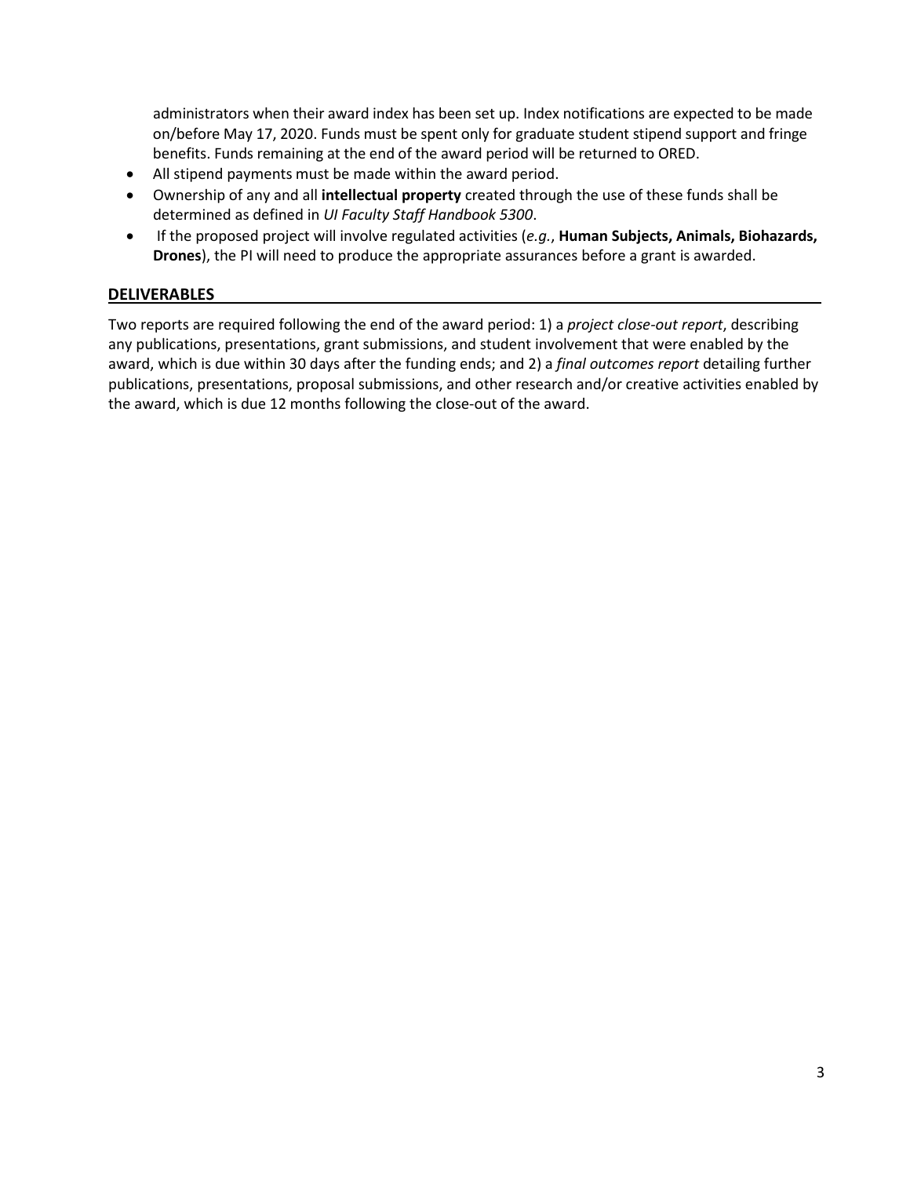administrators when their award index has been set up. Index notifications are expected to be made on/before May 17, 2020. Funds must be spent only for graduate student stipend support and fringe benefits. Funds remaining at the end of the award period will be returned to ORED.

- All stipend payments must be made within the award period.
- Ownership of any and all **intellectual property** created through the use of these funds shall be determined as defined in *UI Faculty Staff Handbook 5300*.
- If the proposed project will involve regulated activities (*e.g.*, **Human Subjects, Animals, Biohazards, Drones**), the PI will need to produce the appropriate assurances before a grant is awarded.

## DELIVERABLES

Two reports are required following the end of the award period: 1) a *project close-out report*, describing any publications, presentations, grant submissions, and student involvement that were enabled by the award, which is due within 30 days after the funding ends; and 2) a *final outcomes report* detailing further publications, presentations, proposal submissions, and other research and/or creative activities enabled by the award, which is due 12 months following the close-out of the award.